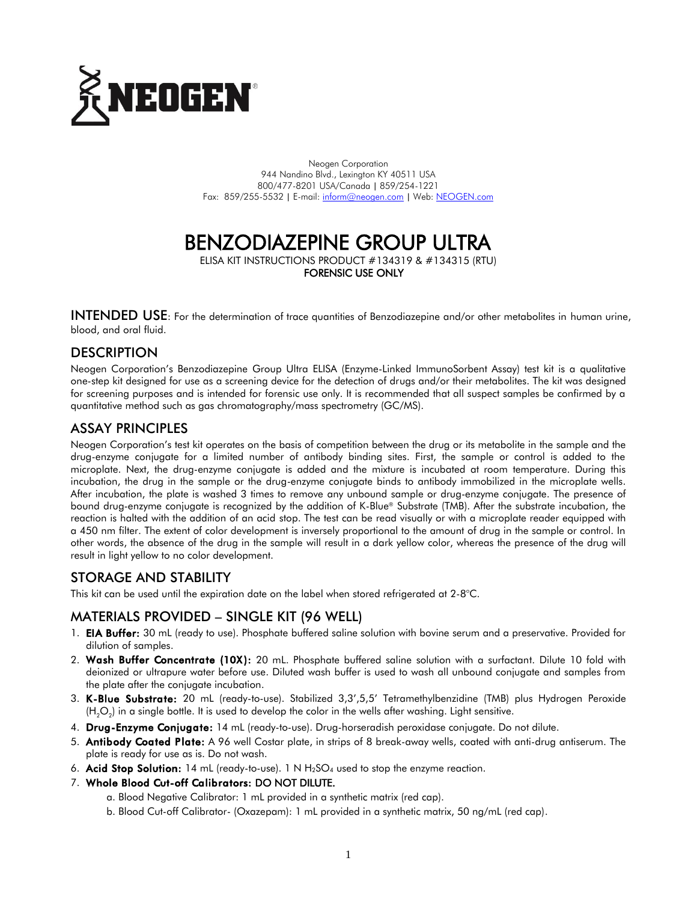NEOGEN®

Neogen Corporation
944 Nandino Blvd., Lexington KY 40511 USA
800/477-8201 USA/Canada | 859/254-1221
Fax: 859/255-5532 | E-mail: inform@neogen.com | Web: NEOGEN.com

# BENZODIAZEPINE GROUP ULTRA

ELISA KIT INSTRUCTIONS PRODUCT #134319 & #134315 (RTU)
**FORENSIC USE ONLY**

## INTENDED USE

For the determination of trace quantities of Benzodiazepine and/or other metabolites in human urine, blood, and oral fluid.

## DESCRIPTION

Neogen Corporation's Benzodiazepine Group Ultra ELISA (Enzyme-Linked ImmunoSorbent Assay) test kit is a qualitative one-step kit designed for use as a screening device for the detection of drugs and/or their metabolites. The kit was designed for screening purposes and is intended for forensic use only. It is recommended that all suspect samples be confirmed by a quantitative method such as gas chromatography/mass spectrometry (GC/MS).

## ASSAY PRINCIPLES

Neogen Corporation's test kit operates on the basis of competition between the drug or its metabolite in the sample and the drug-enzyme conjugate for a limited number of antibody binding sites. First, the sample or control is added to the microplate. Next, the drug-enzyme conjugate is added and the mixture is incubated at room temperature. During this incubation, the drug in the sample or the drug-enzyme conjugate binds to antibody immobilized in the microplate wells. After incubation, the plate is washed 3 times to remove any unbound sample or drug-enzyme conjugate. The presence of bound drug-enzyme conjugate is recognized by the addition of K-Blue® Substrate (TMB). After the substrate incubation, the reaction is halted with the addition of an acid stop. The test can be read visually or with a microplate reader equipped with a 450 nm filter. The extent of color development is inversely proportional to the amount of drug in the sample or control. In other words, the absence of the drug in the sample will result in a dark yellow color, whereas the presence of the drug will result in light yellow to no color development.

## STORAGE AND STABILITY

This kit can be used until the expiration date on the label when stored refrigerated at 2-8°C.

## MATERIALS PROVIDED – SINGLE KIT (96 WELL)

1. **EIA Buffer:** 30 mL (ready to use). Phosphate buffered saline solution with bovine serum and a preservative. Provided for dilution of samples.
2. **Wash Buffer Concentrate (10X):** 20 mL. Phosphate buffered saline solution with a surfactant. Dilute 10 fold with deionized or ultrapure water before use. Diluted wash buffer is used to wash all unbound conjugate and samples from the plate after the conjugate incubation.
3. **K-Blue Substrate:** 20 mL (ready-to-use). Stabilized 3,3',5,5' Tetramethylbenzidine (TMB) plus Hydrogen Peroxide ($H_2O_2$) in a single bottle. It is used to develop the color in the wells after washing. Light sensitive.
4. **Drug-Enzyme Conjugate:** 14 mL (ready-to-use). Drug-horseradish peroxidase conjugate. Do not dilute.
5. **Antibody Coated Plate:** A 96 well Costar plate, in strips of 8 break-away wells, coated with anti-drug antiserum. The plate is ready for use as is. Do not wash.
6. **Acid Stop Solution:** 14 mL (ready-to-use). 1 N $H_2SO_4$ used to stop the enzyme reaction.
7. **Whole Blood Cut-off Calibrators: DO NOT DILUTE.**
   a. Blood Negative Calibrator: 1 mL provided in a synthetic matrix (red cap).
   b. Blood Cut-off Calibrator- (Oxazepam): 1 mL provided in a synthetic matrix, 50 ng/mL (red cap).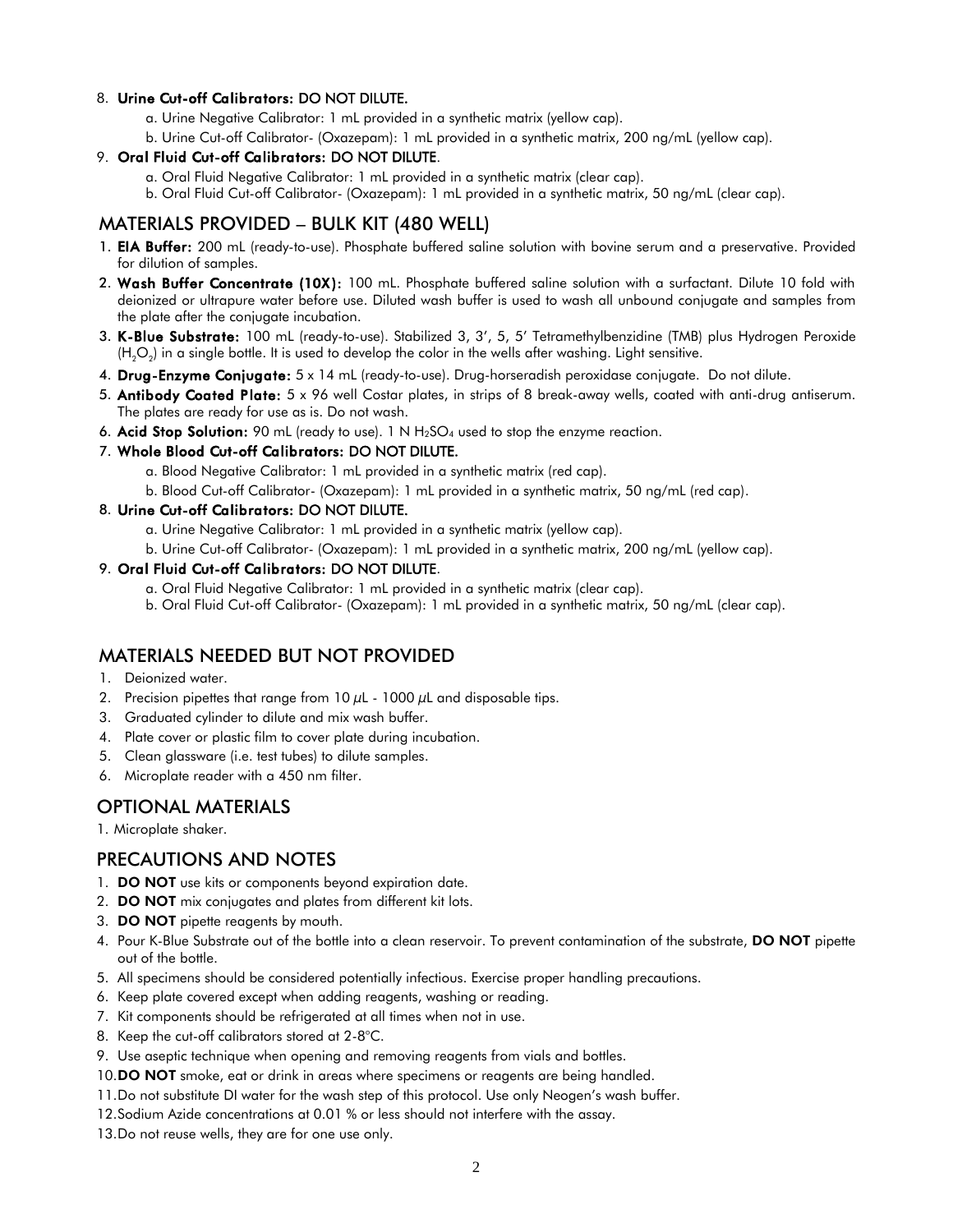8. **Urine Cut-off Calibrators: DO NOT DILUTE.**
    a. Urine Negative Calibrator: 1 mL provided in a synthetic matrix (yellow cap).
    b. Urine Cut-off Calibrator- (Oxazepam): 1 mL provided in a synthetic matrix, 200 ng/mL (yellow cap).
9. **Oral Fluid Cut-off Calibrators: DO NOT DILUTE**.
    a. Oral Fluid Negative Calibrator: 1 mL provided in a synthetic matrix (clear cap).
    b. Oral Fluid Cut-off Calibrator- (Oxazepam): 1 mL provided in a synthetic matrix, 50 ng/mL (clear cap).

## MATERIALS PROVIDED – BULK KIT (480 WELL)

1. **EIA Buffer:** 200 mL (ready-to-use). Phosphate buffered saline solution with bovine serum and a preservative. Provided for dilution of samples.
2. **Wash Buffer Concentrate (10X):** 100 mL. Phosphate buffered saline solution with a surfactant. Dilute 10 fold with deionized or ultrapure water before use. Diluted wash buffer is used to wash all unbound conjugate and samples from the plate after the conjugate incubation.
3. **K-Blue Substrate:** 100 mL (ready-to-use). Stabilized 3, 3', 5, 5' Tetramethylbenzidine (TMB) plus Hydrogen Peroxide ($H_2O_2$) in a single bottle. It is used to develop the color in the wells after washing. Light sensitive.
4. **Drug-Enzyme Conjugate:** 5 x 14 mL (ready-to-use). Drug-horseradish peroxidase conjugate. Do not dilute.
5. **Antibody Coated Plate:** 5 x 96 well Costar plates, in strips of 8 break-away wells, coated with anti-drug antiserum. The plates are ready for use as is. Do not wash.
6. **Acid Stop Solution:** 90 mL (ready to use). 1 N $H_2SO_4$ used to stop the enzyme reaction.
7. **Whole Blood Cut-off Calibrators: DO NOT DILUTE.**
    a. Blood Negative Calibrator: 1 mL provided in a synthetic matrix (red cap).
    b. Blood Cut-off Calibrator- (Oxazepam): 1 mL provided in a synthetic matrix, 50 ng/mL (red cap).
8. **Urine Cut-off Calibrators: DO NOT DILUTE.**
    a. Urine Negative Calibrator: 1 mL provided in a synthetic matrix (yellow cap).
    b. Urine Cut-off Calibrator- (Oxazepam): 1 mL provided in a synthetic matrix, 200 ng/mL (yellow cap).
9. **Oral Fluid Cut-off Calibrators: DO NOT DILUTE**.
    a. Oral Fluid Negative Calibrator: 1 mL provided in a synthetic matrix (clear cap).
    b. Oral Fluid Cut-off Calibrator- (Oxazepam): 1 mL provided in a synthetic matrix, 50 ng/mL (clear cap).

## MATERIALS NEEDED BUT NOT PROVIDED

1. Deionized water.
2. Precision pipettes that range from 10 $\mu$L - 1000 $\mu$L and disposable tips.
3. Graduated cylinder to dilute and mix wash buffer.
4. Plate cover or plastic film to cover plate during incubation.
5. Clean glassware (i.e. test tubes) to dilute samples.
6. Microplate reader with a 450 nm filter.

## OPTIONAL MATERIALS

1. Microplate shaker.

## PRECAUTIONS AND NOTES

1. **DO NOT** use kits or components beyond expiration date.
2. **DO NOT** mix conjugates and plates from different kit lots.
3. **DO NOT** pipette reagents by mouth.
4. Pour K-Blue Substrate out of the bottle into a clean reservoir. To prevent contamination of the substrate, **DO NOT** pipette out of the bottle.
5. All specimens should be considered potentially infectious. Exercise proper handling precautions.
6. Keep plate covered except when adding reagents, washing or reading.
7. Kit components should be refrigerated at all times when not in use.
8. Keep the cut-off calibrators stored at 2-8°C.
9. Use aseptic technique when opening and removing reagents from vials and bottles.
10. **DO NOT** smoke, eat or drink in areas where specimens or reagents are being handled.
11. Do not substitute DI water for the wash step of this protocol. Use only Neogen's wash buffer.
12. Sodium Azide concentrations at 0.01 % or less should not interfere with the assay.
13. Do not reuse wells, they are for one use only.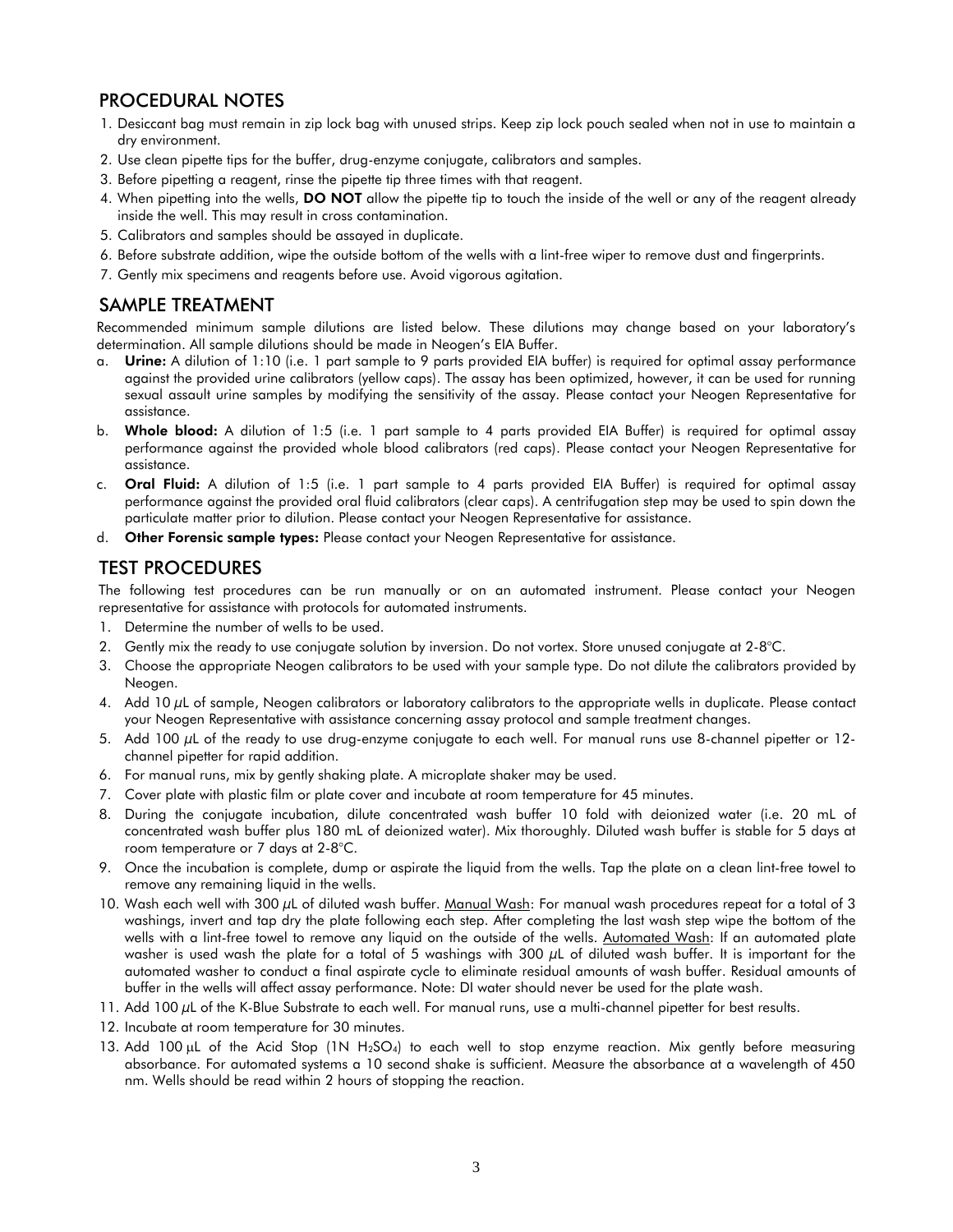## PROCEDURAL NOTES

1. Desiccant bag must remain in zip lock bag with unused strips. Keep zip lock pouch sealed when not in use to maintain a dry environment.
2. Use clean pipette tips for the buffer, drug-enzyme conjugate, calibrators and samples.
3. Before pipetting a reagent, rinse the pipette tip three times with that reagent.
4. When pipetting into the wells, **DO NOT** allow the pipette tip to touch the inside of the well or any of the reagent already inside the well. This may result in cross contamination.
5. Calibrators and samples should be assayed in duplicate.
6. Before substrate addition, wipe the outside bottom of the wells with a lint-free wiper to remove dust and fingerprints.
7. Gently mix specimens and reagents before use. Avoid vigorous agitation.

## SAMPLE TREATMENT

Recommended minimum sample dilutions are listed below. These dilutions may change based on your laboratory's determination. All sample dilutions should be made in Neogen's EIA Buffer.

a. **Urine:** A dilution of 1:10 (i.e. 1 part sample to 9 parts provided EIA buffer) is required for optimal assay performance against the provided urine calibrators (yellow caps). The assay has been optimized, however, it can be used for running sexual assault urine samples by modifying the sensitivity of the assay. Please contact your Neogen Representative for assistance.
b. **Whole blood:** A dilution of 1:5 (i.e. 1 part sample to 4 parts provided EIA Buffer) is required for optimal assay performance against the provided whole blood calibrators (red caps). Please contact your Neogen Representative for assistance.
c. **Oral Fluid:** A dilution of 1:5 (i.e. 1 part sample to 4 parts provided EIA Buffer) is required for optimal assay performance against the provided oral fluid calibrators (clear caps). A centrifugation step may be used to spin down the particulate matter prior to dilution. Please contact your Neogen Representative for assistance.
d. **Other Forensic sample types:** Please contact your Neogen Representative for assistance.

## TEST PROCEDURES

The following test procedures can be run manually or on an automated instrument. Please contact your Neogen representative for assistance with protocols for automated instruments.

1. Determine the number of wells to be used.
2. Gently mix the ready to use conjugate solution by inversion. Do not vortex. Store unused conjugate at 2-8°C.
3. Choose the appropriate Neogen calibrators to be used with your sample type. Do not dilute the calibrators provided by Neogen.
4. Add 10 µL of sample, Neogen calibrators or laboratory calibrators to the appropriate wells in duplicate. Please contact your Neogen Representative with assistance concerning assay protocol and sample treatment changes.
5. Add 100 µL of the ready to use drug-enzyme conjugate to each well. For manual runs use 8-channel pipetter or 12-channel pipetter for rapid addition.
6. For manual runs, mix by gently shaking plate. A microplate shaker may be used.
7. Cover plate with plastic film or plate cover and incubate at room temperature for 45 minutes.
8. During the conjugate incubation, dilute concentrated wash buffer 10 fold with deionized water (i.e. 20 mL of concentrated wash buffer plus 180 mL of deionized water). Mix thoroughly. Diluted wash buffer is stable for 5 days at room temperature or 7 days at 2-8°C.
9. Once the incubation is complete, dump or aspirate the liquid from the wells. Tap the plate on a clean lint-free towel to remove any remaining liquid in the wells.
10. Wash each well with 300 µL of diluted wash buffer. Manual Wash: For manual wash procedures repeat for a total of 3 washings, invert and tap dry the plate following each step. After completing the last wash step wipe the bottom of the wells with a lint-free towel to remove any liquid on the outside of the wells. Automated Wash: If an automated plate washer is used wash the plate for a total of 5 washings with 300 µL of diluted wash buffer. It is important for the automated washer to conduct a final aspirate cycle to eliminate residual amounts of wash buffer. Residual amounts of buffer in the wells will affect assay performance. Note: DI water should never be used for the plate wash.
11. Add 100 µL of the K-Blue Substrate to each well. For manual runs, use a multi-channel pipetter for best results.
12. Incubate at room temperature for 30 minutes.
13. Add 100 µL of the Acid Stop (1N $H_2SO_4$) to each well to stop enzyme reaction. Mix gently before measuring absorbance. For automated systems a 10 second shake is sufficient. Measure the absorbance at a wavelength of 450 nm. Wells should be read within 2 hours of stopping the reaction.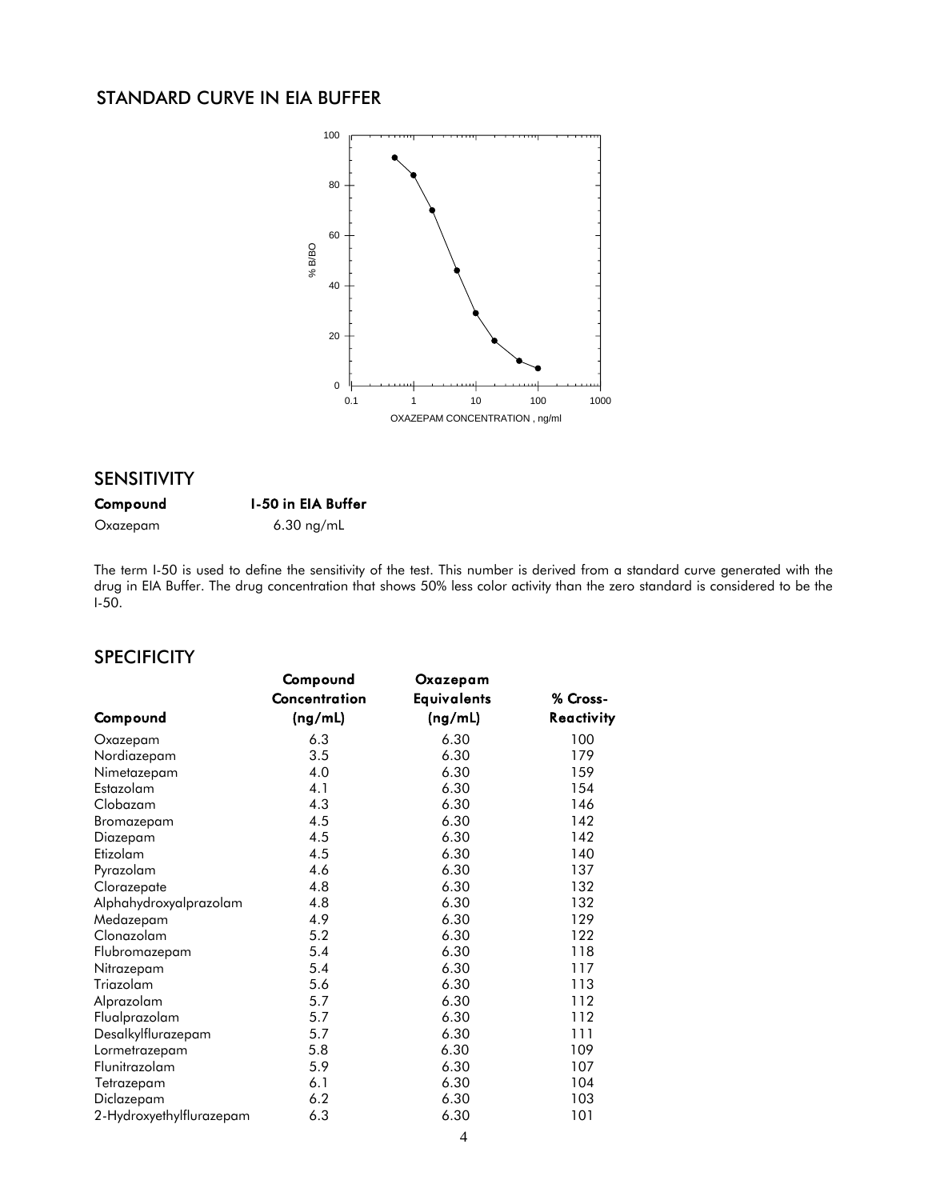## STANDARD CURVE IN EIA BUFFER

## SENSITIVITY

| Compound | I-50 in EIA Buffer |
|---|---|
| Oxazepam | 6.30 ng/mL |

The term I-50 is used to define the sensitivity of the test. This number is derived from a standard curve generated with the drug in EIA Buffer. The drug concentration that shows 50% less color activity than the zero standard is considered to be the I-50.

## SPECIFICITY

| Compound | Compound Concentration (ng/mL) | Oxazepam Equivalents (ng/mL) | % Cross-Reactivity |
|---|---|---|---|
| Oxazepam | 6.3 | 6.30 | 100 |
| Nordiazepam | 3.5 | 6.30 | 179 |
| Nimetazepam | 4.0 | 6.30 | 159 |
| Estazolam | 4.1 | 6.30 | 154 |
| Clobazam | 4.3 | 6.30 | 146 |
| Bromazepam | 4.5 | 6.30 | 142 |
| Diazepam | 4.5 | 6.30 | 142 |
| Etizolam | 4.5 | 6.30 | 140 |
| Pyrazolam | 4.6 | 6.30 | 137 |
| Clorazepate | 4.8 | 6.30 | 132 |
| Alphahydroxyalprazolam | 4.8 | 6.30 | 132 |
| Medazepam | 4.9 | 6.30 | 129 |
| Clonazolam | 5.2 | 6.30 | 122 |
| Flubromazepam | 5.4 | 6.30 | 118 |
| Nitrazepam | 5.4 | 6.30 | 117 |
| Triazolam | 5.6 | 6.30 | 113 |
| Alprazolam | 5.7 | 6.30 | 112 |
| Flualprazolam | 5.7 | 6.30 | 112 |
| Desalkylflurazepam | 5.7 | 6.30 | 111 |
| Lormetrazepam | 5.8 | 6.30 | 109 |
| Flunitrazolam | 5.9 | 6.30 | 107 |
| Tetrazepam | 6.1 | 6.30 | 104 |
| Diclazepam | 6.2 | 6.30 | 103 |
| 2-Hydroxyethylflurazepam | 6.3 | 6.30 | 101 |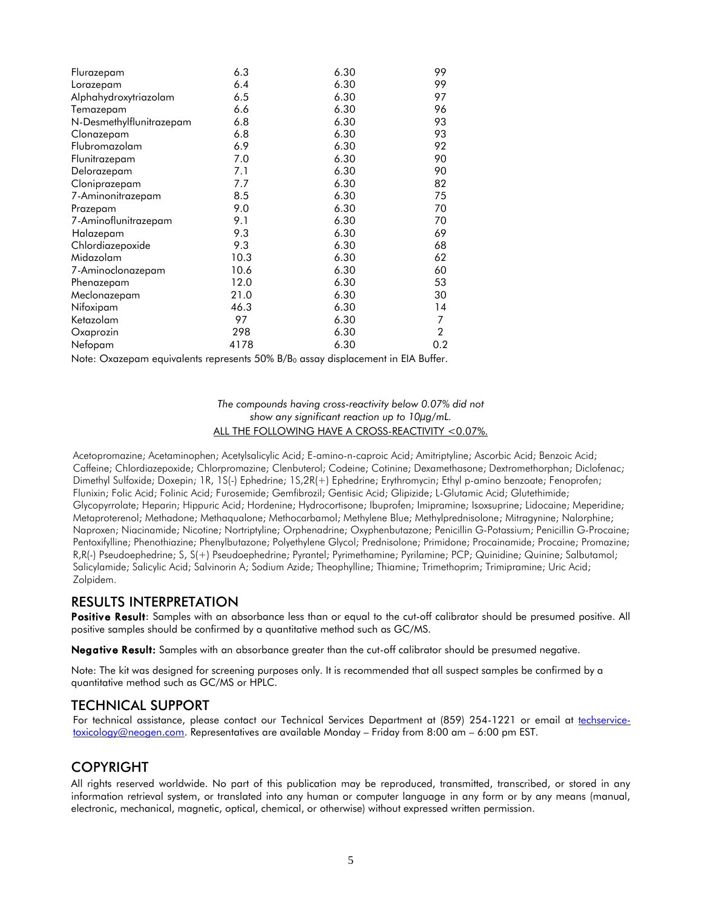| | | | |
|---|---|---|---|
| Flurazepam | 6.3 | 6.30 | 99 |
| Lorazepam | 6.4 | 6.30 | 99 |
| Alphahydroxytriazolam | 6.5 | 6.30 | 97 |
| Temazepam | 6.6 | 6.30 | 96 |
| N-Desmethylflunitrazepam | 6.8 | 6.30 | 93 |
| Clonazepam | 6.8 | 6.30 | 93 |
| Flubromazolam | 6.9 | 6.30 | 92 |
| Flunitrazepam | 7.0 | 6.30 | 90 |
| Delorazepam | 7.1 | 6.30 | 90 |
| Cloniprazepam | 7.7 | 6.30 | 82 |
| 7-Aminonitrazepam | 8.5 | 6.30 | 75 |
| Prazepam | 9.0 | 6.30 | 70 |
| 7-Aminoflunitrazepam | 9.1 | 6.30 | 70 |
| Halazepam | 9.3 | 6.30 | 69 |
| Chlordiazepoxide | 9.3 | 6.30 | 68 |
| Midazolam | 10.3 | 6.30 | 62 |
| 7-Aminoclonazepam | 10.6 | 6.30 | 60 |
| Phenazepam | 12.0 | 6.30 | 53 |
| Meclonazepam | 21.0 | 6.30 | 30 |
| Nifoxipam | 46.3 | 6.30 | 14 |
| Ketazolam | 97 | 6.30 | 7 |
| Oxaprozin | 298 | 6.30 | 2 |
| Nefopam | 4178 | 6.30 | 0.2 |

Note: Oxazepam equivalents represents 50% $B/B_0$ assay displacement in EIA Buffer.

*The compounds having cross-reactivity below 0.07% did not show any significant reaction up to 10µg/mL.*

ALL THE FOLLOWING HAVE A CROSS-REACTIVITY <0.07%.

Acetopromazine; Acetaminophen; Acetylsalicylic Acid; E-amino-n-caproic Acid; Amitriptyline; Ascorbic Acid; Benzoic Acid; Caffeine; Chlordiazepoxide; Chlorpromazine; Clenbuterol; Codeine; Cotinine; Dexamethasone; Dextromethorphan; Diclofenac; Dimethyl Sulfoxide; Doxepin; 1R, 1S(-) Ephedrine; 1S,2R(+) Ephedrine; Erythromycin; Ethyl p-amino benzoate; Fenoprofen; Flunixin; Folic Acid; Folinic Acid; Furosemide; Gemfibrozil; Gentisic Acid; Glipizide; L-Glutamic Acid; Glutethimide; Glycopyrrolate; Heparin; Hippuric Acid; Hordenine; Hydrocortisone; Ibuprofen; Imipramine; Isoxsuprine; Lidocaine; Meperidine; Metaproterenol; Methadone; Methaqualone; Methocarbamol; Methylene Blue; Methylprednisolone; Mitragynine; Nalorphine; Naproxen; Niacinamide; Nicotine; Nortriptyline; Orphenadrine; Oxyphenbutazone; Penicillin G-Potassium; Penicillin G-Procaine; Pentoxifylline; Phenothiazine; Phenylbutazone; Polyethylene Glycol; Prednisolone; Primidone; Procainamide; Procaine; Promazine; R,R(-) Pseudoephedrine; S, S(+) Pseudoephedrine; Pyrantel; Pyrimethamine; Pyrilamine; PCP; Quinidine; Quinine; Salbutamol; Salicylamide; Salicylic Acid; Salvinorin A; Sodium Azide; Theophylline; Thiamine; Trimethoprim; Trimipramine; Uric Acid; Zolpidem.

## RESULTS INTERPRETATION

**Positive Result**: Samples with an absorbance less than or equal to the cut-off calibrator should be presumed positive. All positive samples should be confirmed by a quantitative method such as GC/MS.

**Negative Result:** Samples with an absorbance greater than the cut-off calibrator should be presumed negative.

Note: The kit was designed for screening purposes only. It is recommended that all suspect samples be confirmed by a quantitative method such as GC/MS or HPLC.

## TECHNICAL SUPPORT

For technical assistance, please contact our Technical Services Department at (859) 254-1221 or email at techservice-toxicology@neogen.com. Representatives are available Monday – Friday from 8:00 am – 6:00 pm EST.

## COPYRIGHT

All rights reserved worldwide. No part of this publication may be reproduced, transmitted, transcribed, or stored in any information retrieval system, or translated into any human or computer language in any form or by any means (manual, electronic, mechanical, magnetic, optical, chemical, or otherwise) without expressed written permission.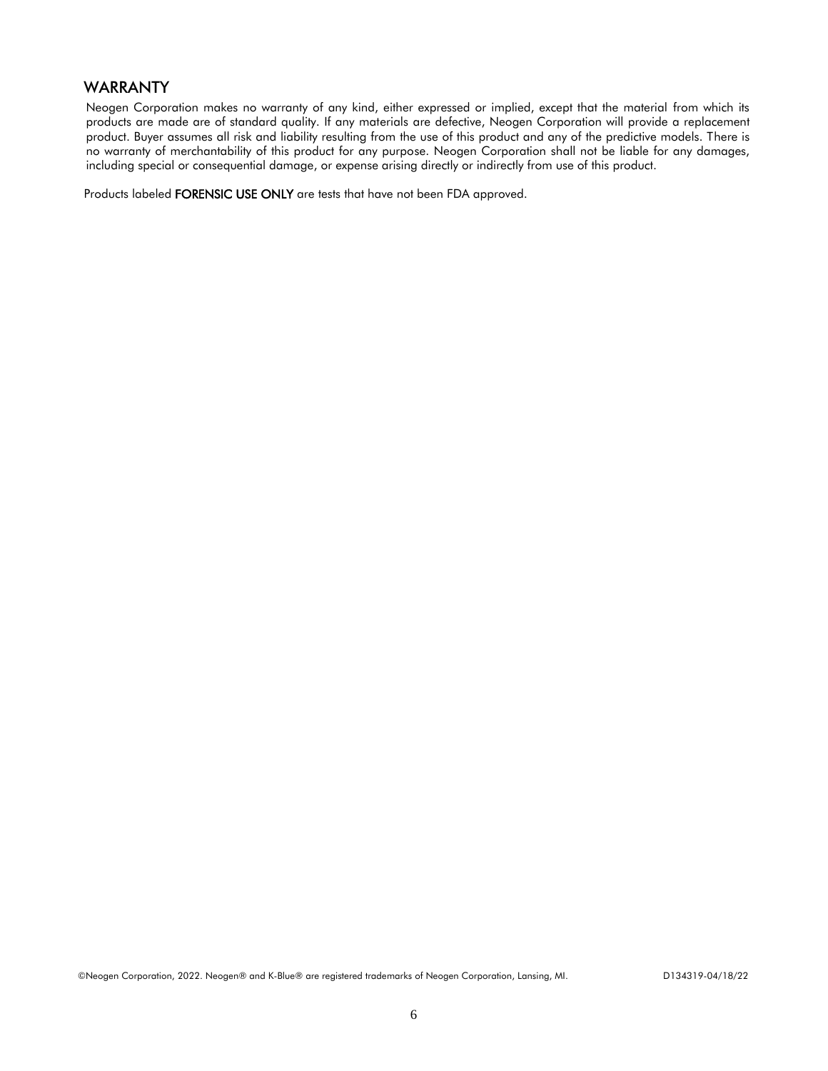## WARRANTY

Neogen Corporation makes no warranty of any kind, either expressed or implied, except that the material from which its products are made are of standard quality. If any materials are defective, Neogen Corporation will provide a replacement product. Buyer assumes all risk and liability resulting from the use of this product and any of the predictive models. There is no warranty of merchantability of this product for any purpose. Neogen Corporation shall not be liable for any damages, including special or consequential damage, or expense arising directly or indirectly from use of this product.

Products labeled **FORENSIC USE ONLY** are tests that have not been FDA approved.

©Neogen Corporation, 2022. Neogen® and K-Blue® are registered trademarks of Neogen Corporation, Lansing, MI. D134319-04/18/22